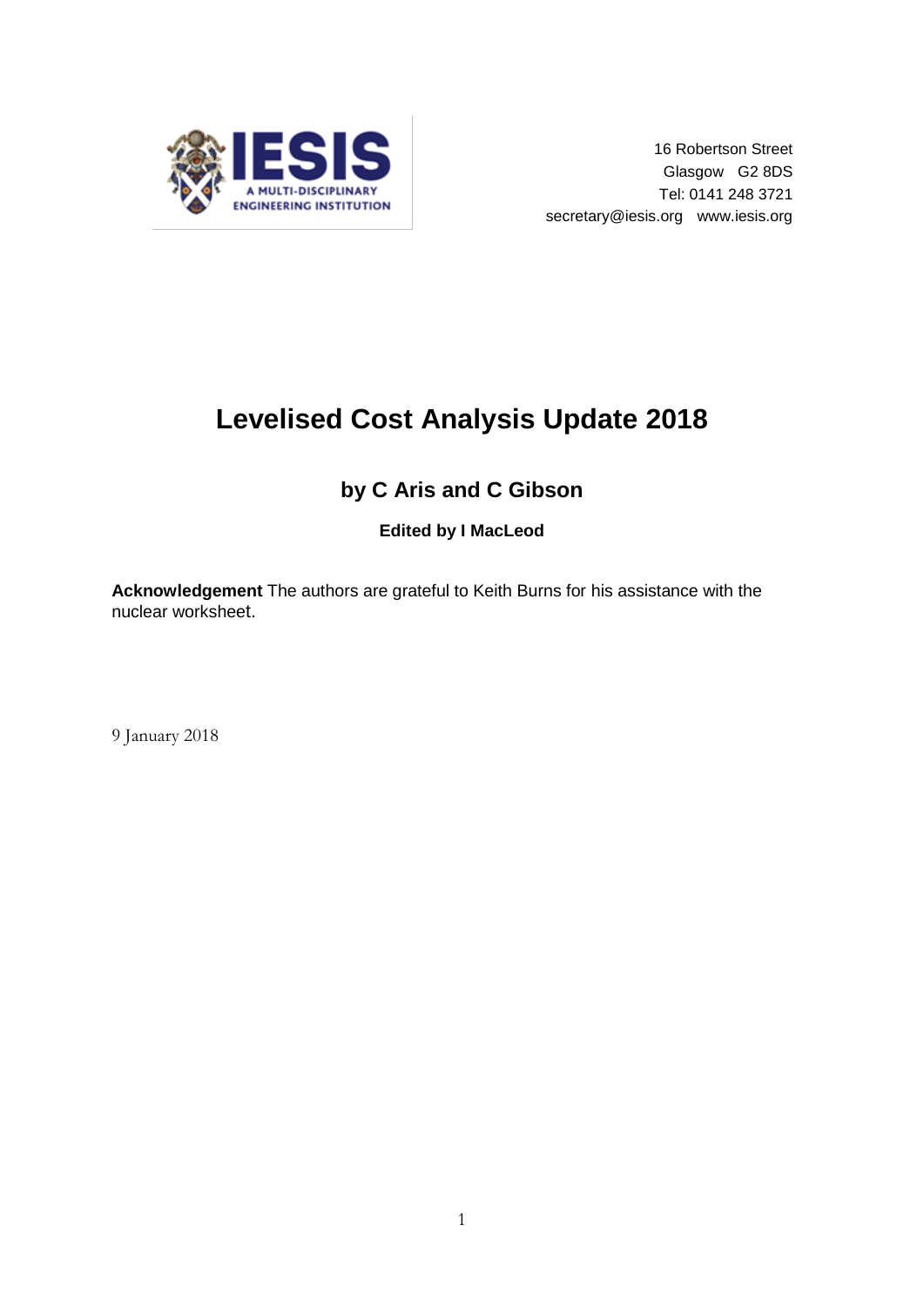IESIS

A MULTI-DISCIPLINARY ENGINEERING INSTITUTION

16 Robertson Street
Glasgow G2 8DS
Tel: 0141 248 3721
secretary@iesis.org www.iesis.org

# Levelised Cost Analysis Update 2018

## by C Aris and C Gibson

**Edited by I MacLeod**

**Acknowledgement** The authors are grateful to Keith Burns for his assistance with the nuclear worksheet.

9 January 2018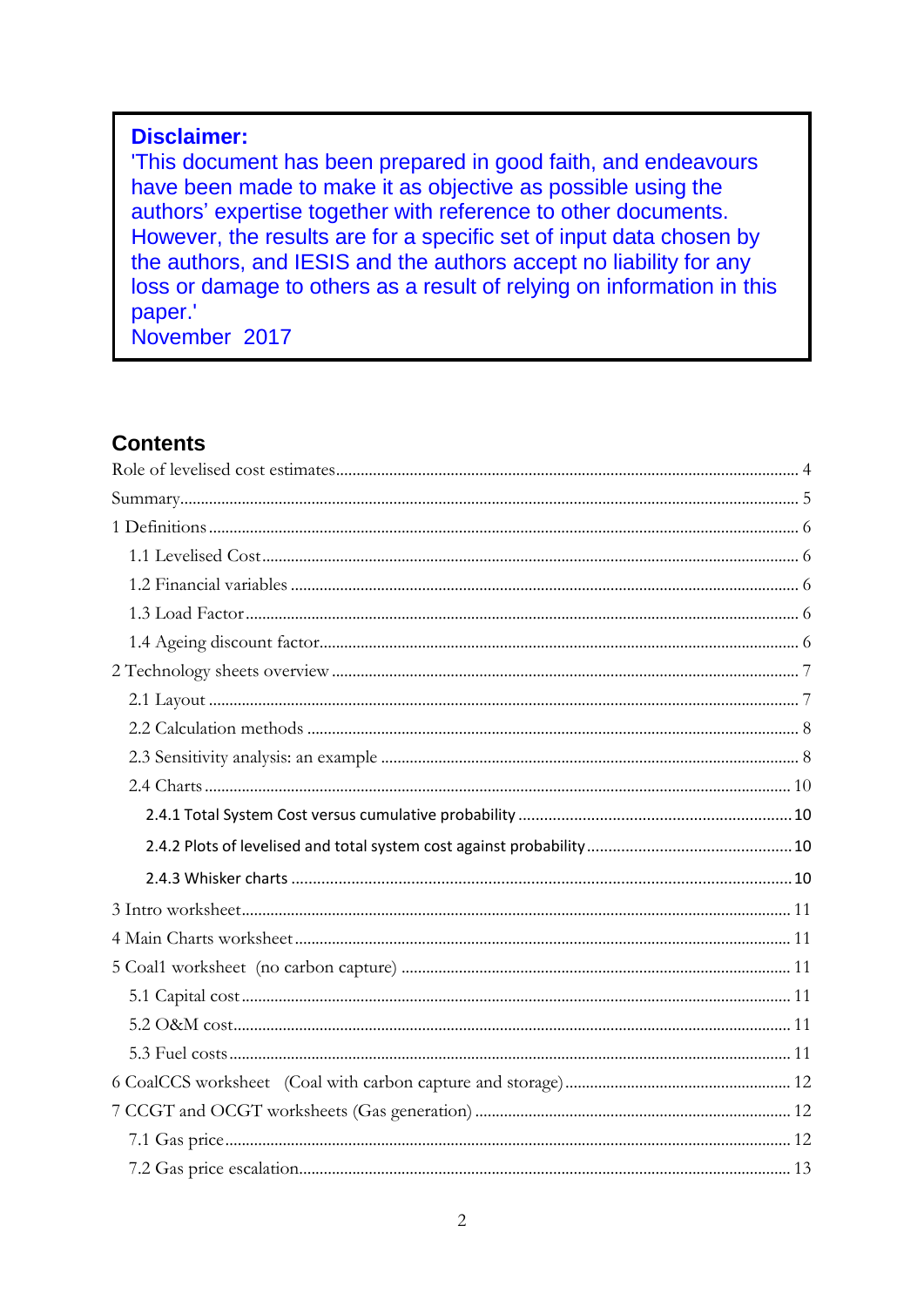**Disclaimer:**
'This document has been prepared in good faith, and endeavours have been made to make it as objective as possible using the authors' expertise together with reference to other documents. However, the results are for a specific set of input data chosen by the authors, and IESIS and the authors accept no liability for any loss or damage to others as a result of relying on information in this paper.'
November 2017

## Contents

- Role of levelised cost estimates ... 4
- Summary ... 5
- 1 Definitions ... 6
  - 1.1 Levelised Cost ... 6
  - 1.2 Financial variables ... 6
  - 1.3 Load Factor ... 6
  - 1.4 Ageing discount factor ... 6
- 2 Technology sheets overview ... 7
  - 2.1 Layout ... 7
  - 2.2 Calculation methods ... 8
  - 2.3 Sensitivity analysis: an example ... 8
  - 2.4 Charts ... 10
    - 2.4.1 Total System Cost versus cumulative probability ... 10
    - 2.4.2 Plots of levelised and total system cost against probability ... 10
    - 2.4.3 Whisker charts ... 10
- 3 Intro worksheet ... 11
- 4 Main Charts worksheet ... 11
- 5 Coal1 worksheet (no carbon capture) ... 11
  - 5.1 Capital cost ... 11
  - 5.2 O&M cost ... 11
  - 5.3 Fuel costs ... 11
- 6 CoalCCS worksheet (Coal with carbon capture and storage) ... 12
- 7 CCGT and OCGT worksheets (Gas generation) ... 12
  - 7.1 Gas price ... 12
  - 7.2 Gas price escalation ... 13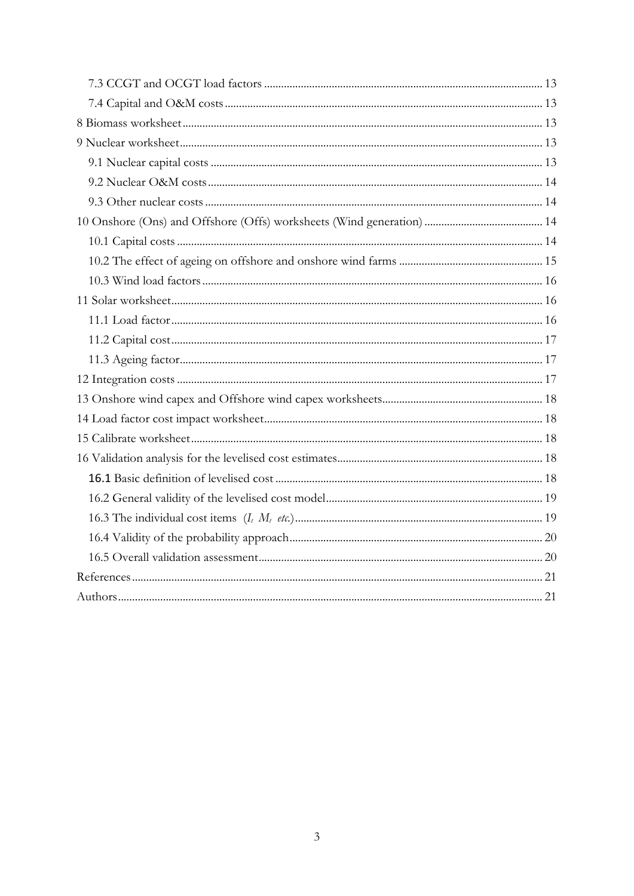7.3 CCGT and OCGT load factors ..................................................................................................... 13

7.4 Capital and O&M costs ................................................................................................................ 13

8 Biomass worksheet ............................................................................................................................ 13

9 Nuclear worksheet .............................................................................................................................. 13

9.1 Nuclear capital costs .................................................................................................................... 13

9.2 Nuclear O&M costs ...................................................................................................................... 14

9.3 Other nuclear costs ....................................................................................................................... 14

10 Onshore (Ons) and Offshore (Offs) worksheets (Wind generation) ........................................... 14

10.1 Capital costs ................................................................................................................................. 14

10.2 The effect of ageing on offshore and onshore wind farms ................................................... 15

10.3 Wind load factors ....................................................................................................................... 16

11 Solar worksheet ................................................................................................................................. 16

11.1 Load factor ................................................................................................................................... 16

11.2 Capital cost ................................................................................................................................... 17

11.3 Ageing factor ................................................................................................................................ 17

12 Integration costs ................................................................................................................................ 17

13 Onshore wind capex and Offshore wind capex worksheets .......................................................... 18

14 Load factor cost impact worksheet .................................................................................................. 18

15 Calibrate worksheet ........................................................................................................................... 18

16 Validation analysis for the levelised cost estimates ......................................................................... 18

16.1 Basic definition of levelised cost .............................................................................................. 18

16.2 General validity of the levelised cost model ............................................................................. 19

16.3 The individual cost items ($I_t$ $M_t$ *etc.*) ................................................................................ 19

16.4 Validity of the probability approach .......................................................................................... 20

16.5 Overall validation assessment ..................................................................................................... 20

References ............................................................................................................................................... 21

Authors .................................................................................................................................................... 21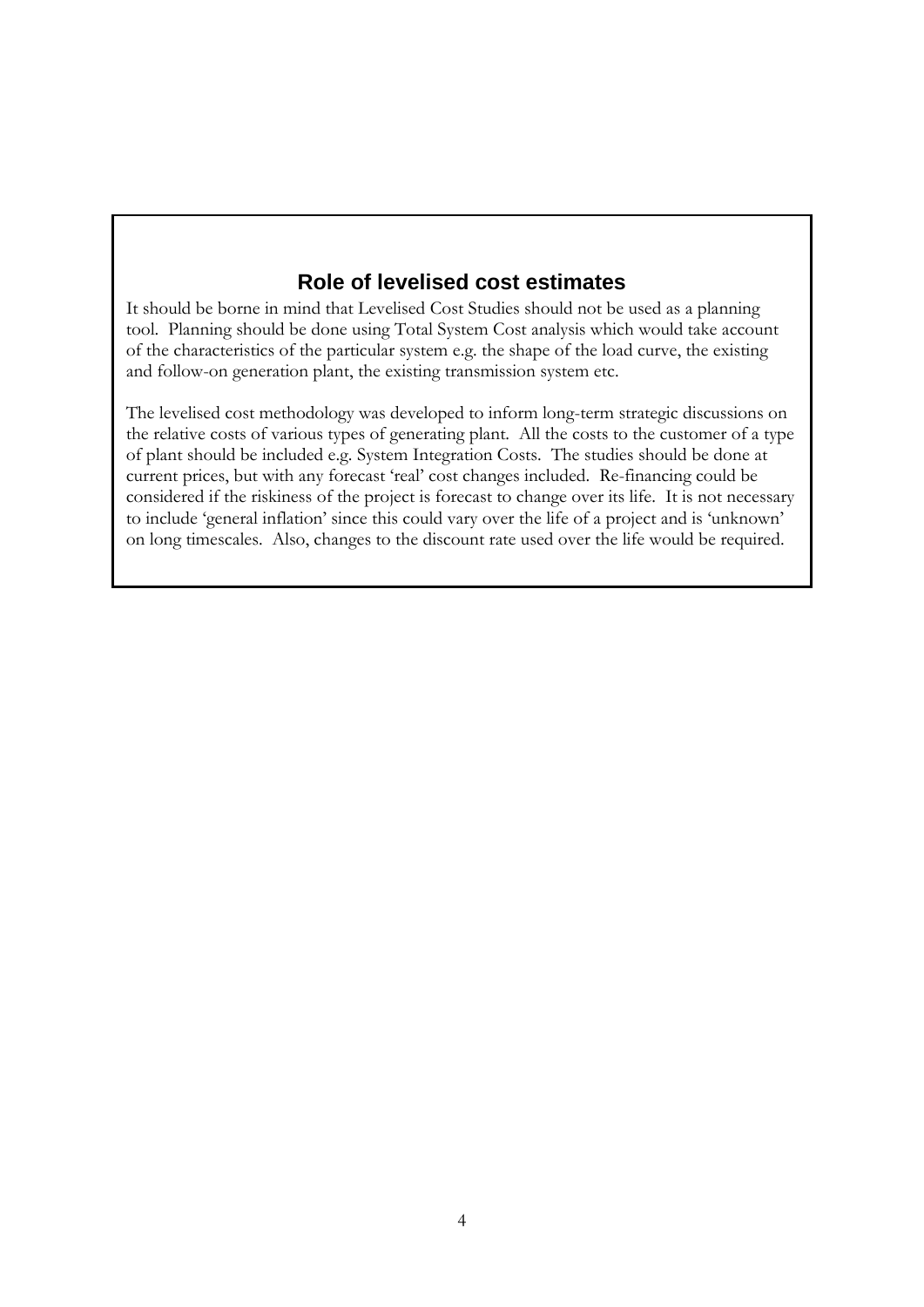## Role of levelised cost estimates

It should be borne in mind that Levelised Cost Studies should not be used as a planning tool. Planning should be done using Total System Cost analysis which would take account of the characteristics of the particular system e.g. the shape of the load curve, the existing and follow-on generation plant, the existing transmission system etc.

The levelised cost methodology was developed to inform long-term strategic discussions on the relative costs of various types of generating plant. All the costs to the customer of a type of plant should be included e.g. System Integration Costs. The studies should be done at current prices, but with any forecast 'real' cost changes included. Re-financing could be considered if the riskiness of the project is forecast to change over its life. It is not necessary to include 'general inflation' since this could vary over the life of a project and is 'unknown' on long timescales. Also, changes to the discount rate used over the life would be required.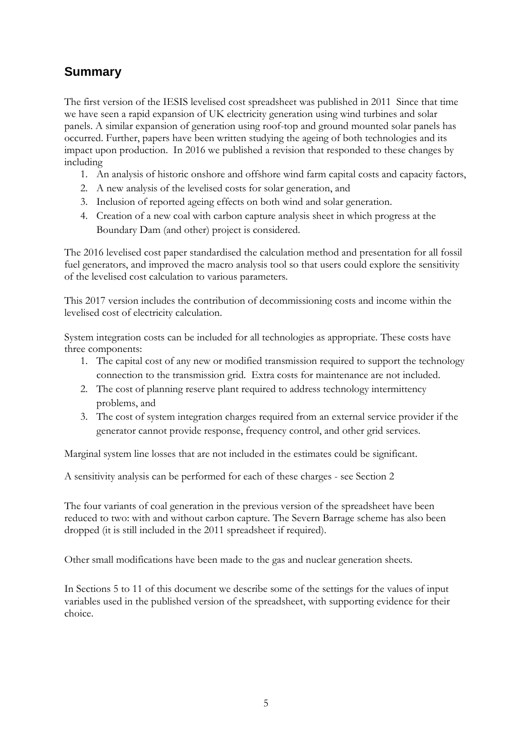## Summary

The first version of the IESIS levelised cost spreadsheet was published in 2011 Since that time we have seen a rapid expansion of UK electricity generation using wind turbines and solar panels. A similar expansion of generation using roof-top and ground mounted solar panels has occurred. Further, papers have been written studying the ageing of both technologies and its impact upon production. In 2016 we published a revision that responded to these changes by including

1. An analysis of historic onshore and offshore wind farm capital costs and capacity factors,
2. A new analysis of the levelised costs for solar generation, and
3. Inclusion of reported ageing effects on both wind and solar generation.
4. Creation of a new coal with carbon capture analysis sheet in which progress at the Boundary Dam (and other) project is considered.

The 2016 levelised cost paper standardised the calculation method and presentation for all fossil fuel generators, and improved the macro analysis tool so that users could explore the sensitivity of the levelised cost calculation to various parameters.

This 2017 version includes the contribution of decommissioning costs and income within the levelised cost of electricity calculation.

System integration costs can be included for all technologies as appropriate. These costs have three components:

1. The capital cost of any new or modified transmission required to support the technology connection to the transmission grid. Extra costs for maintenance are not included.
2. The cost of planning reserve plant required to address technology intermittency problems, and
3. The cost of system integration charges required from an external service provider if the generator cannot provide response, frequency control, and other grid services.

Marginal system line losses that are not included in the estimates could be significant.

A sensitivity analysis can be performed for each of these charges - see Section 2

The four variants of coal generation in the previous version of the spreadsheet have been reduced to two: with and without carbon capture. The Severn Barrage scheme has also been dropped (it is still included in the 2011 spreadsheet if required).

Other small modifications have been made to the gas and nuclear generation sheets.

In Sections 5 to 11 of this document we describe some of the settings for the values of input variables used in the published version of the spreadsheet, with supporting evidence for their choice.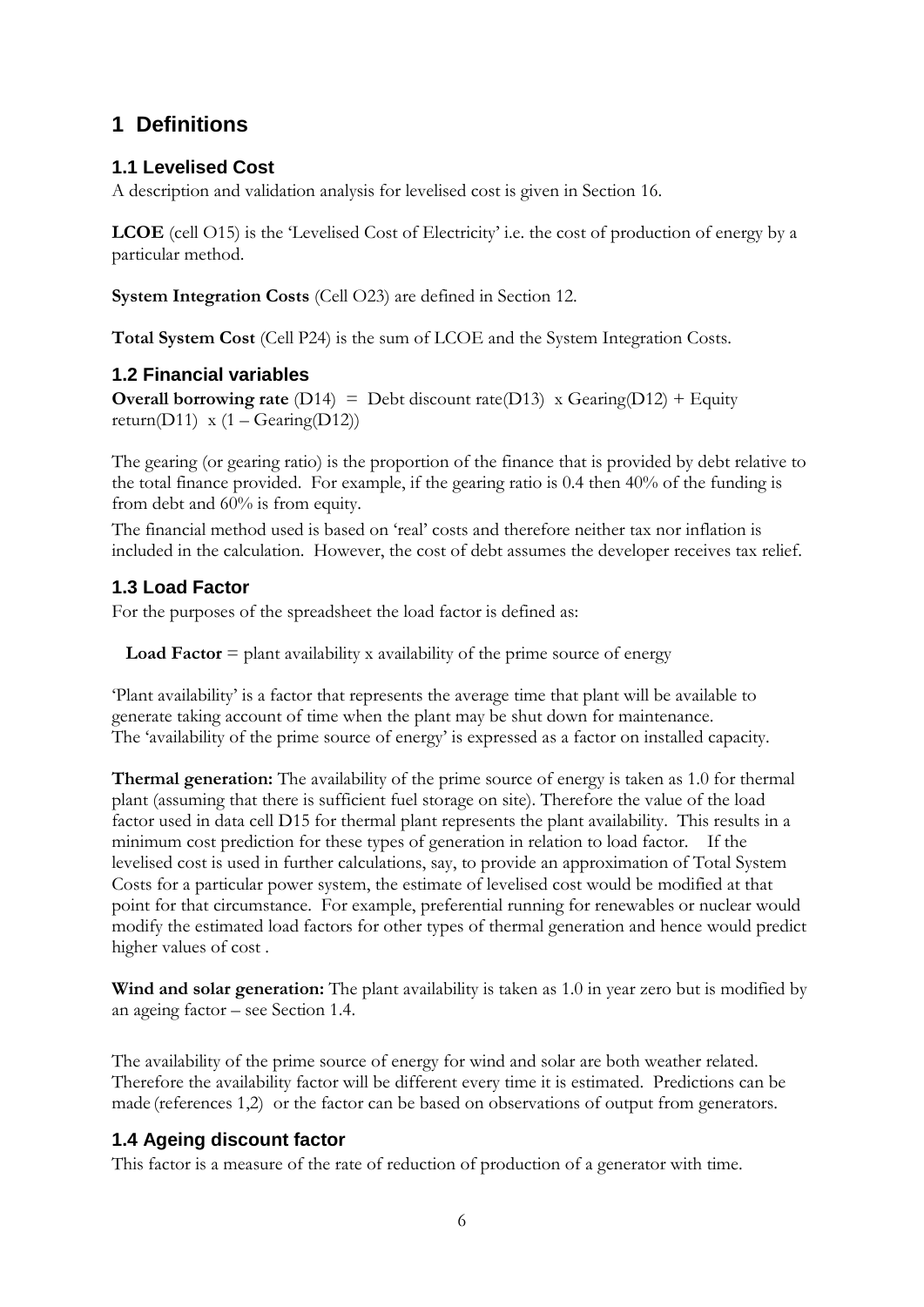# 1 Definitions

## 1.1 Levelised Cost

A description and validation analysis for levelised cost is given in Section 16.

**LCOE** (cell O15) is the 'Levelised Cost of Electricity' i.e. the cost of production of energy by a particular method.

**System Integration Costs** (Cell O23) are defined in Section 12.

**Total System Cost** (Cell P24) is the sum of LCOE and the System Integration Costs.

## 1.2 Financial variables

**Overall borrowing rate** (D14) = Debt discount rate(D13) x Gearing(D12) + Equity return(D11) x (1 – Gearing(D12))

The gearing (or gearing ratio) is the proportion of the finance that is provided by debt relative to the total finance provided. For example, if the gearing ratio is 0.4 then 40% of the funding is from debt and 60% is from equity.

The financial method used is based on 'real' costs and therefore neither tax nor inflation is included in the calculation. However, the cost of debt assumes the developer receives tax relief.

## 1.3 Load Factor

For the purposes of the spreadsheet the load factor is defined as:

**Load Factor** = plant availability x availability of the prime source of energy

'Plant availability' is a factor that represents the average time that plant will be available to generate taking account of time when the plant may be shut down for maintenance. The 'availability of the prime source of energy' is expressed as a factor on installed capacity.

**Thermal generation:** The availability of the prime source of energy is taken as 1.0 for thermal plant (assuming that there is sufficient fuel storage on site). Therefore the value of the load factor used in data cell D15 for thermal plant represents the plant availability. This results in a minimum cost prediction for these types of generation in relation to load factor. If the levelised cost is used in further calculations, say, to provide an approximation of Total System Costs for a particular power system, the estimate of levelised cost would be modified at that point for that circumstance. For example, preferential running for renewables or nuclear would modify the estimated load factors for other types of thermal generation and hence would predict higher values of cost .

**Wind and solar generation:** The plant availability is taken as 1.0 in year zero but is modified by an ageing factor – see Section 1.4.

The availability of the prime source of energy for wind and solar are both weather related. Therefore the availability factor will be different every time it is estimated. Predictions can be made (references 1,2) or the factor can be based on observations of output from generators.

## 1.4 Ageing discount factor

This factor is a measure of the rate of reduction of production of a generator with time.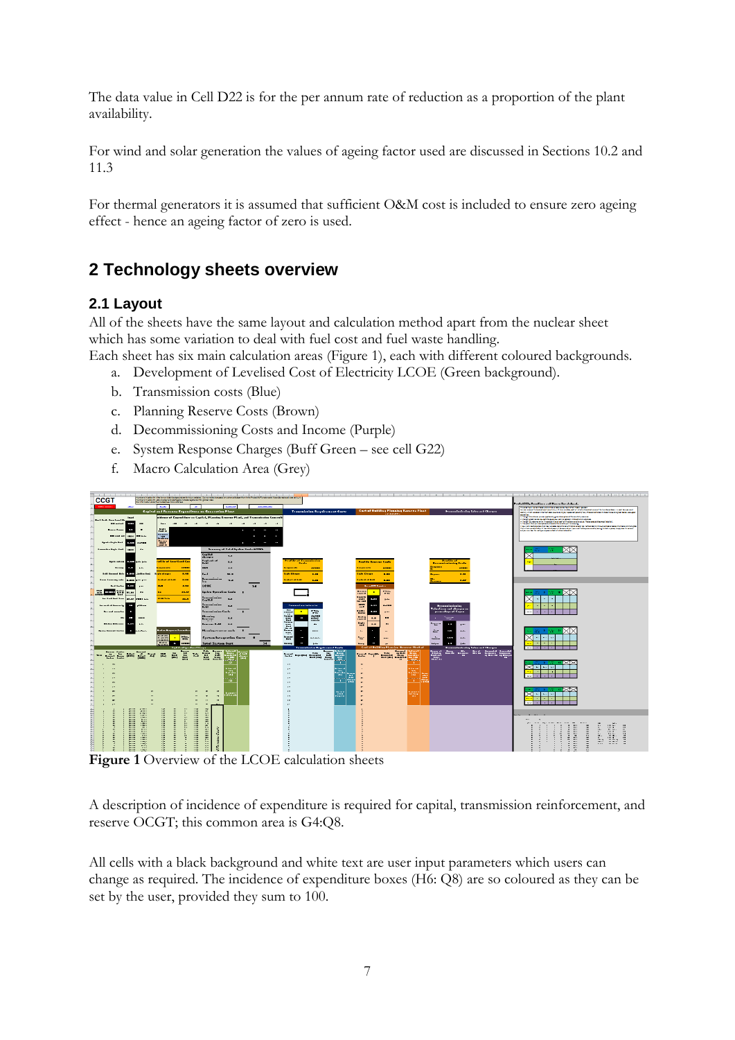The data value in Cell D22 is for the per annum rate of reduction as a proportion of the plant availability.

For wind and solar generation the values of ageing factor used are discussed in Sections 10.2 and 11.3

For thermal generators it is assumed that sufficient O&M cost is included to ensure zero ageing effect - hence an ageing factor of zero is used.

## 2 Technology sheets overview

### 2.1 Layout

All of the sheets have the same layout and calculation method apart from the nuclear sheet which has some variation to deal with fuel cost and fuel waste handling.
Each sheet has six main calculation areas (Figure 1), each with different coloured backgrounds.

a. Development of Levelised Cost of Electricity LCOE (Green background).
b. Transmission costs (Blue)
c. Planning Reserve Costs (Brown)
d. Decommissioning Costs and Income (Purple)
e. System Response Charges (Buff Green – see cell G22)
f. Macro Calculation Area (Grey)

**Figure 1** Overview of the LCOE calculation sheets

A description of incidence of expenditure is required for capital, transmission reinforcement, and reserve OCGT; this common area is G4:Q8.

All cells with a black background and white text are user input parameters which users can change as required. The incidence of expenditure boxes (H6: Q8) are so coloured as they can be set by the user, provided they sum to 100.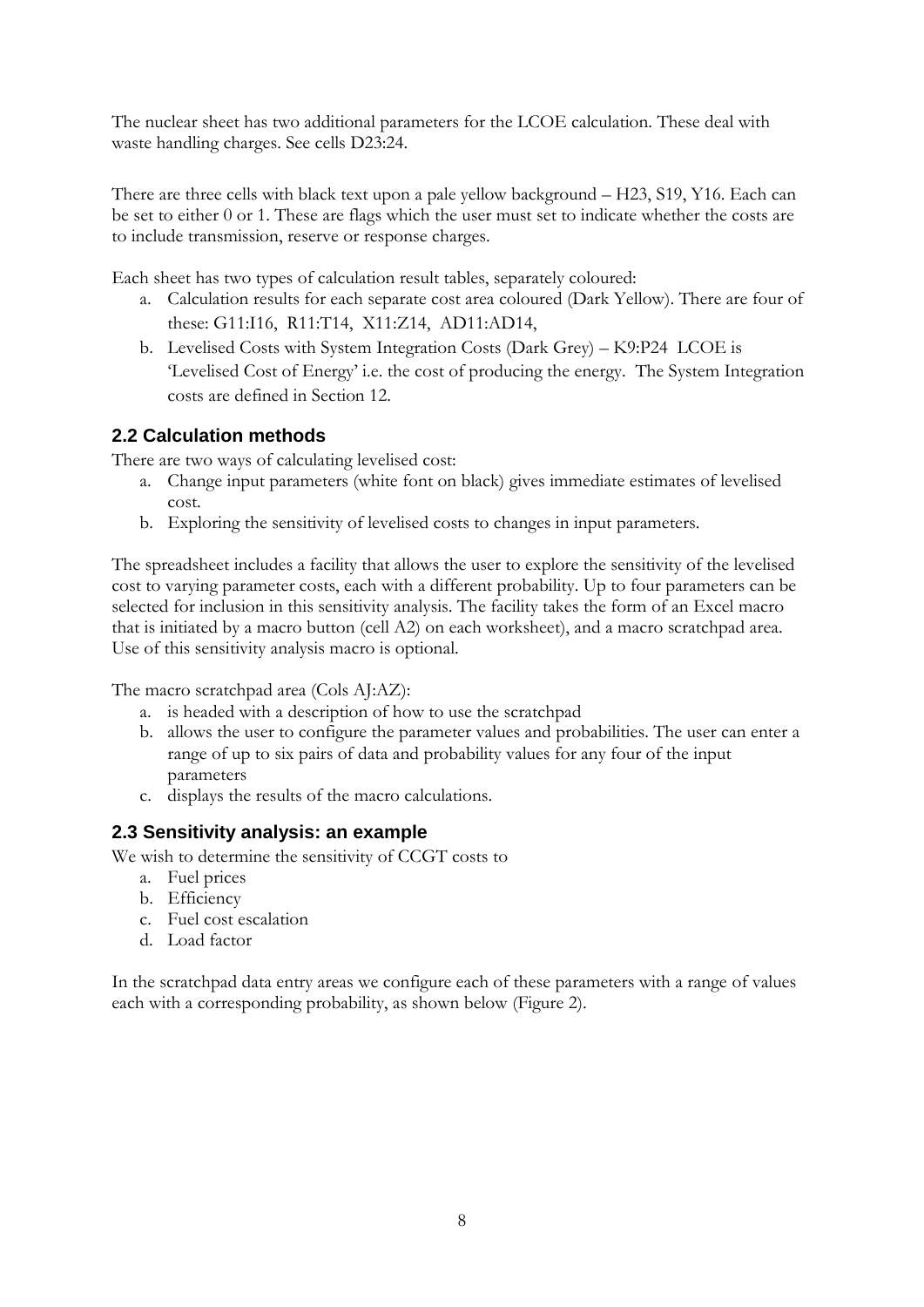The nuclear sheet has two additional parameters for the LCOE calculation. These deal with waste handling charges. See cells D23:24.

There are three cells with black text upon a pale yellow background – H23, S19, Y16. Each can be set to either 0 or 1. These are flags which the user must set to indicate whether the costs are to include transmission, reserve or response charges.

Each sheet has two types of calculation result tables, separately coloured:

a. Calculation results for each separate cost area coloured (Dark Yellow). There are four of these: G11:I16, R11:T14, X11:Z14, AD11:AD14,
b. Levelised Costs with System Integration Costs (Dark Grey) – K9:P24 LCOE is 'Levelised Cost of Energy' i.e. the cost of producing the energy. The System Integration costs are defined in Section 12.

## 2.2 Calculation methods

There are two ways of calculating levelised cost:

a. Change input parameters (white font on black) gives immediate estimates of levelised cost.
b. Exploring the sensitivity of levelised costs to changes in input parameters.

The spreadsheet includes a facility that allows the user to explore the sensitivity of the levelised cost to varying parameter costs, each with a different probability. Up to four parameters can be selected for inclusion in this sensitivity analysis. The facility takes the form of an Excel macro that is initiated by a macro button (cell A2) on each worksheet), and a macro scratchpad area. Use of this sensitivity analysis macro is optional.

The macro scratchpad area (Cols AJ:AZ):

a. is headed with a description of how to use the scratchpad
b. allows the user to configure the parameter values and probabilities. The user can enter a range of up to six pairs of data and probability values for any four of the input parameters
c. displays the results of the macro calculations.

## 2.3 Sensitivity analysis: an example

We wish to determine the sensitivity of CCGT costs to

a. Fuel prices
b. Efficiency
c. Fuel cost escalation
d. Load factor

In the scratchpad data entry areas we configure each of these parameters with a range of values each with a corresponding probability, as shown below (Figure 2).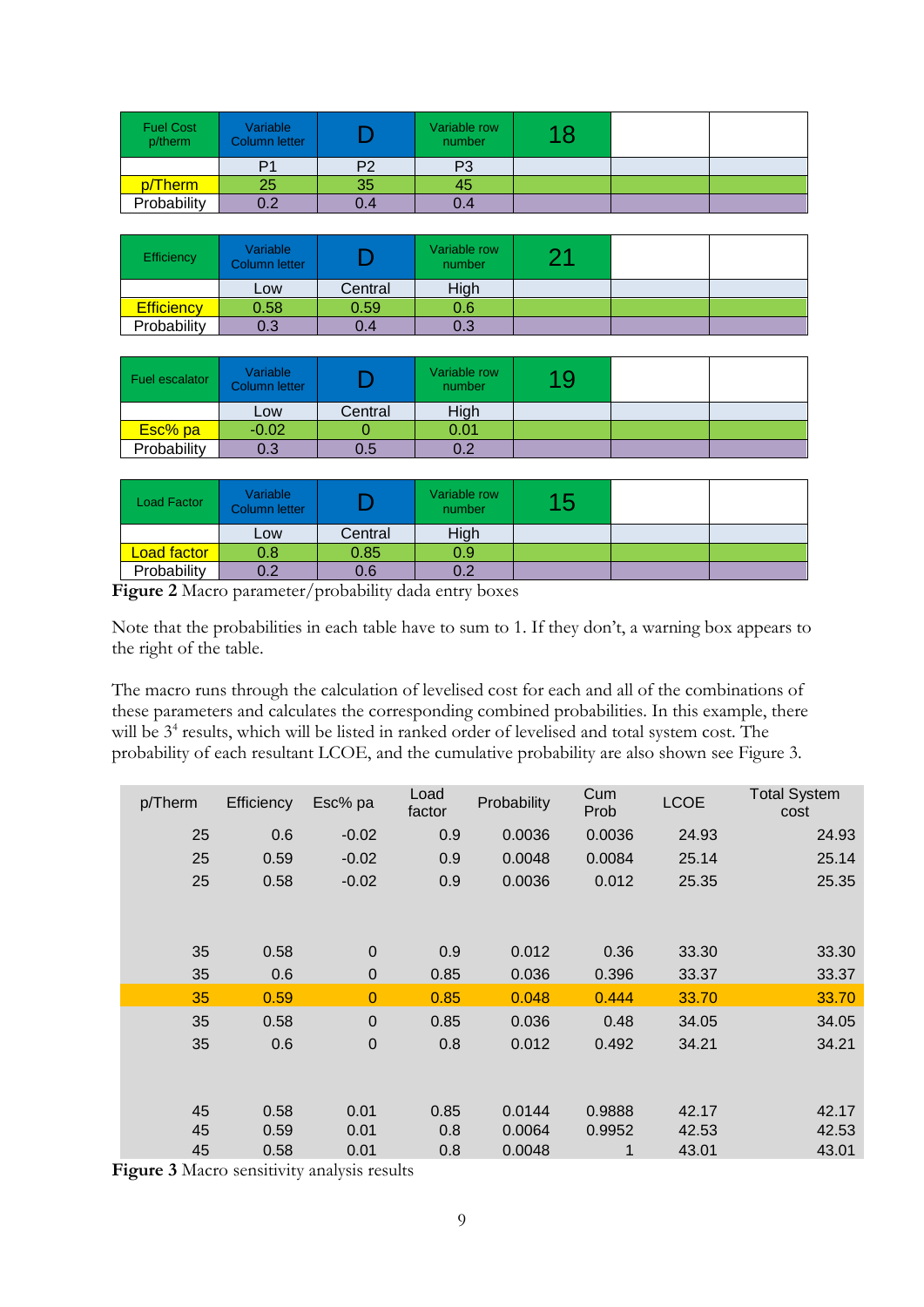| Fuel Cost p/therm | Variable Column letter | D | Variable row number | 18 | | |
|---|---|---|---|---|---|---|
| | P1 | P2 | P3 | | | |
| p/Therm | 25 | 35 | 45 | | | |
| Probability | 0.2 | 0.4 | 0.4 | | | |

| Efficiency | Variable Column letter | D | Variable row number | 21 | | |
|---|---|---|---|---|---|---|
| | Low | Central | High | | | |
| Efficiency | 0.58 | 0.59 | 0.6 | | | |
| Probability | 0.3 | 0.4 | 0.3 | | | |

| Fuel escalator | Variable Column letter | D | Variable row number | 19 | | |
|---|---|---|---|---|---|---|
| | Low | Central | High | | | |
| Esc% pa | -0.02 | 0 | 0.01 | | | |
| Probability | 0.3 | 0.5 | 0.2 | | | |

| Load Factor | Variable Column letter | D | Variable row number | 15 | | |
|---|---|---|---|---|---|---|
| | Low | Central | High | | | |
| Load factor | 0.8 | 0.85 | 0.9 | | | |
| Probability | 0.2 | 0.6 | 0.2 | | | |

**Figure 2** Macro parameter/probability dada entry boxes

Note that the probabilities in each table have to sum to 1. If they don't, a warning box appears to the right of the table.

The macro runs through the calculation of levelised cost for each and all of the combinations of these parameters and calculates the corresponding combined probabilities. In this example, there will be $3^4$ results, which will be listed in ranked order of levelised and total system cost. The probability of each resultant LCOE, and the cumulative probability are also shown see Figure 3.

| p/Therm | Efficiency | Esc% pa | Load factor | Probability | Cum Prob | LCOE | Total System cost |
|---|---|---|---|---|---|---|---|
| 25 | 0.6 | -0.02 | 0.9 | 0.0036 | 0.0036 | 24.93 | 24.93 |
| 25 | 0.59 | -0.02 | 0.9 | 0.0048 | 0.0084 | 25.14 | 25.14 |
| 25 | 0.58 | -0.02 | 0.9 | 0.0036 | 0.012 | 25.35 | 25.35 |
| | | | | | | | |
| 35 | 0.58 | 0 | 0.9 | 0.012 | 0.36 | 33.30 | 33.30 |
| 35 | 0.6 | 0 | 0.85 | 0.036 | 0.396 | 33.37 | 33.37 |
| 35 | 0.59 | 0 | 0.85 | 0.048 | 0.444 | 33.70 | 33.70 |
| 35 | 0.58 | 0 | 0.85 | 0.036 | 0.48 | 34.05 | 34.05 |
| 35 | 0.6 | 0 | 0.8 | 0.012 | 0.492 | 34.21 | 34.21 |
| | | | | | | | |
| 45 | 0.58 | 0.01 | 0.85 | 0.0144 | 0.9888 | 42.17 | 42.17 |
| 45 | 0.59 | 0.01 | 0.8 | 0.0064 | 0.9952 | 42.53 | 42.53 |
| 45 | 0.58 | 0.01 | 0.8 | 0.0048 | 1 | 43.01 | 43.01 |

**Figure 3** Macro sensitivity analysis results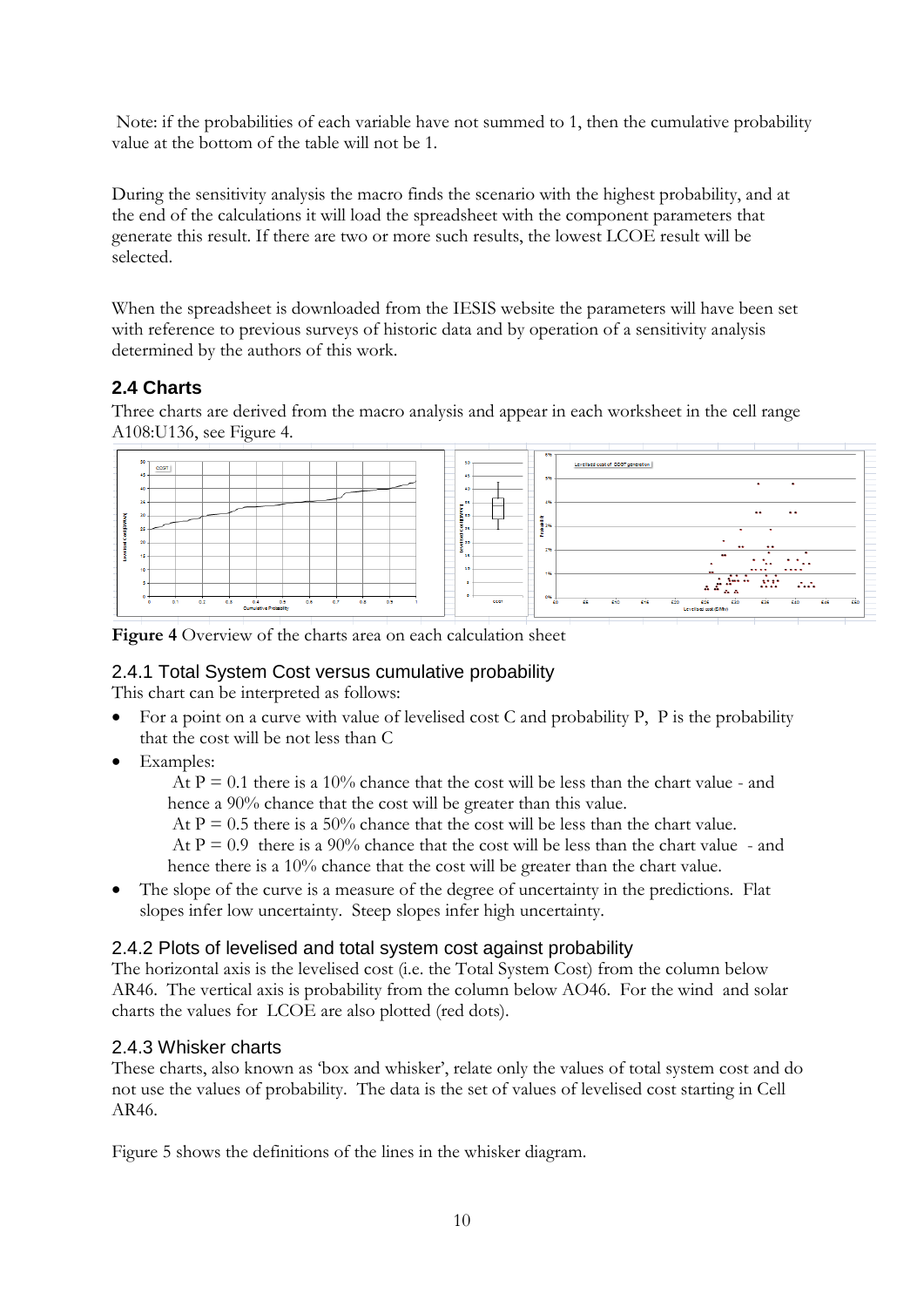Note: if the probabilities of each variable have not summed to 1, then the cumulative probability value at the bottom of the table will not be 1.

During the sensitivity analysis the macro finds the scenario with the highest probability, and at the end of the calculations it will load the spreadsheet with the component parameters that generate this result. If there are two or more such results, the lowest LCOE result will be selected.

When the spreadsheet is downloaded from the IESIS website the parameters will have been set with reference to previous surveys of historic data and by operation of a sensitivity analysis determined by the authors of this work.

## 2.4 Charts

Three charts are derived from the macro analysis and appear in each worksheet in the cell range A108:U136, see Figure 4.

**Figure 4** Overview of the charts area on each calculation sheet

### 2.4.1 Total System Cost versus cumulative probability

This chart can be interpreted as follows:

- For a point on a curve with value of levelised cost C and probability P, P is the probability that the cost will be not less than C
- Examples:

  At P = 0.1 there is a 10% chance that the cost will be less than the chart value - and hence a 90% chance that the cost will be greater than this value.

  At P = 0.5 there is a 50% chance that the cost will be less than the chart value.

  At P = 0.9 there is a 90% chance that the cost will be less than the chart value - and hence there is a 10% chance that the cost will be greater than the chart value.
- The slope of the curve is a measure of the degree of uncertainty in the predictions. Flat slopes infer low uncertainty. Steep slopes infer high uncertainty.

### 2.4.2 Plots of levelised and total system cost against probability

The horizontal axis is the levelised cost (i.e. the Total System Cost) from the column below AR46. The vertical axis is probability from the column below AO46. For the wind and solar charts the values for LCOE are also plotted (red dots).

### 2.4.3 Whisker charts

These charts, also known as 'box and whisker', relate only the values of total system cost and do not use the values of probability. The data is the set of values of levelised cost starting in Cell AR46.

Figure 5 shows the definitions of the lines in the whisker diagram.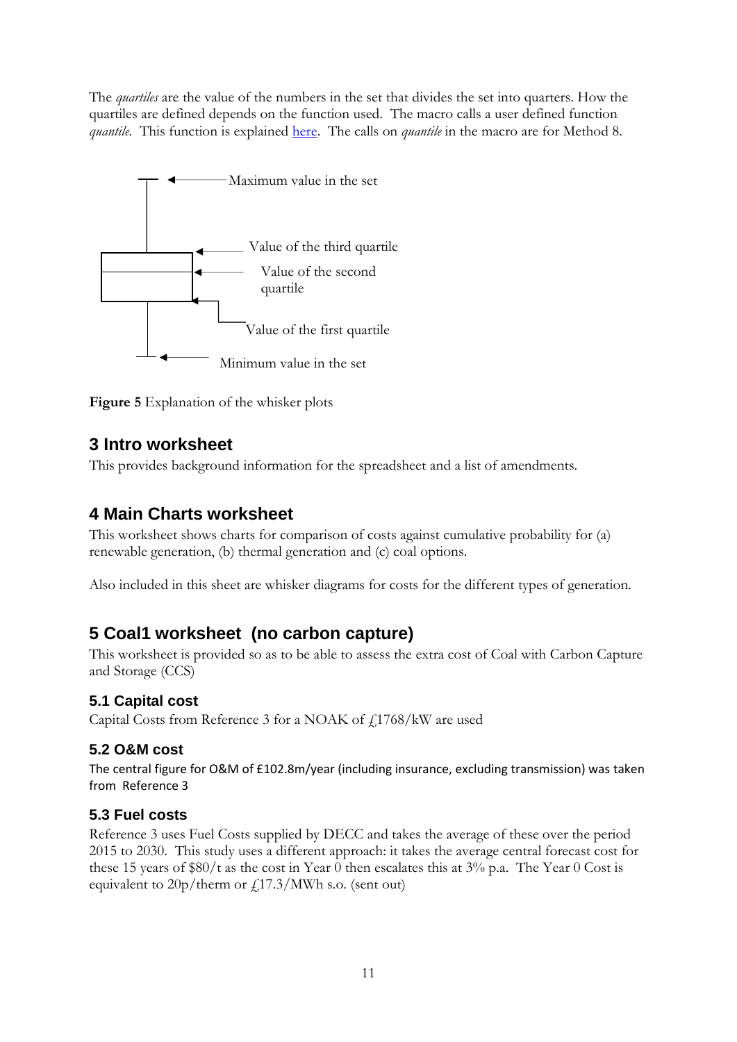The *quartiles* are the value of the numbers in the set that divides the set into quarters. How the quartiles are defined depends on the function used. The macro calls a user defined function *quantile*. This function is explained [here](). The calls on *quantile* in the macro are for Method 8.

Maximum value in the set

Value of the third quartile

Value of the second quartile

Value of the first quartile

Minimum value in the set

**Figure 5** Explanation of the whisker plots

## 3 Intro worksheet

This provides background information for the spreadsheet and a list of amendments.

## 4 Main Charts worksheet

This worksheet shows charts for comparison of costs against cumulative probability for (a) renewable generation, (b) thermal generation and (c) coal options.

Also included in this sheet are whisker diagrams for costs for the different types of generation.

## 5 Coal1 worksheet (no carbon capture)

This worksheet is provided so as to be able to assess the extra cost of Coal with Carbon Capture and Storage (CCS)

### 5.1 Capital cost

Capital Costs from Reference 3 for a NOAK of £1768/kW are used

### 5.2 O&M cost

The central figure for O&M of £102.8m/year (including insurance, excluding transmission) was taken from Reference 3

### 5.3 Fuel costs

Reference 3 uses Fuel Costs supplied by DECC and takes the average of these over the period 2015 to 2030. This study uses a different approach: it takes the average central forecast cost for these 15 years of $80/t as the cost in Year 0 then escalates this at 3% p.a. The Year 0 Cost is equivalent to 20p/therm or £17.3/MWh s.o. (sent out)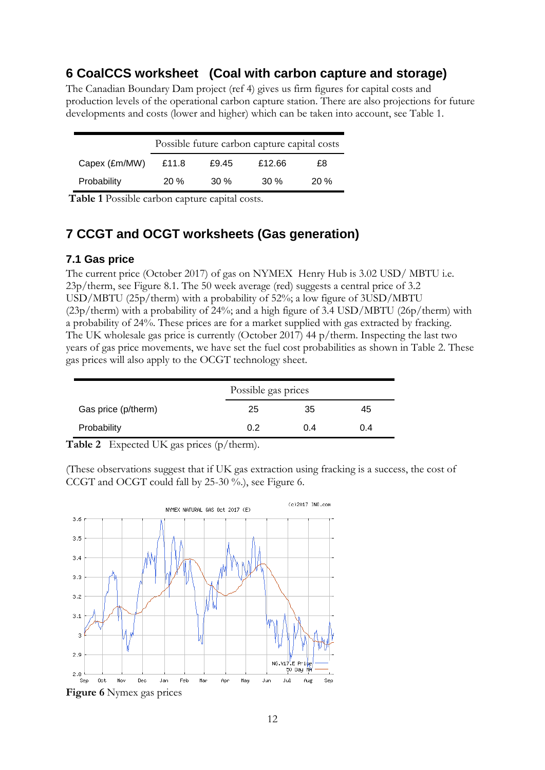## 6 CoalCCS worksheet (Coal with carbon capture and storage)

The Canadian Boundary Dam project (ref 4) gives us firm figures for capital costs and production levels of the operational carbon capture station. There are also projections for future developments and costs (lower and higher) which can be taken into account, see Table 1.

| | Possible future carbon capture capital costs | | | |
|---|---|---|---|---|
| Capex (£m/MW) | £11.8 | £9.45 | £12.66 | £8 |
| Probability | 20 % | 30 % | 30 % | 20 % |

**Table 1** Possible carbon capture capital costs.

## 7 CCGT and OCGT worksheets (Gas generation)

### 7.1 Gas price

The current price (October 2017) of gas on NYMEX Henry Hub is 3.02 USD/ MBTU i.e. 23p/therm, see Figure 8.1. The 50 week average (red) suggests a central price of 3.2 USD/MBTU (25p/therm) with a probability of 52%; a low figure of 3USD/MBTU (23p/therm) with a probability of 24%; and a high figure of 3.4 USD/MBTU (26p/therm) with a probability of 24%. These prices are for a market supplied with gas extracted by fracking. The UK wholesale gas price is currently (October 2017) 44 p/therm. Inspecting the last two years of gas price movements, we have set the fuel cost probabilities as shown in Table 2. These gas prices will also apply to the OCGT technology sheet.

| | Possible gas prices | | |
|---|---|---|---|
| Gas price (p/therm) | 25 | 35 | 45 |
| Probability | 0.2 | 0.4 | 0.4 |

**Table 2** Expected UK gas prices (p/therm).

(These observations suggest that if UK gas extraction using fracking is a success, the cost of CCGT and OCGT could fall by 25-30 %.), see Figure 6.

**Figure 6** Nymex gas prices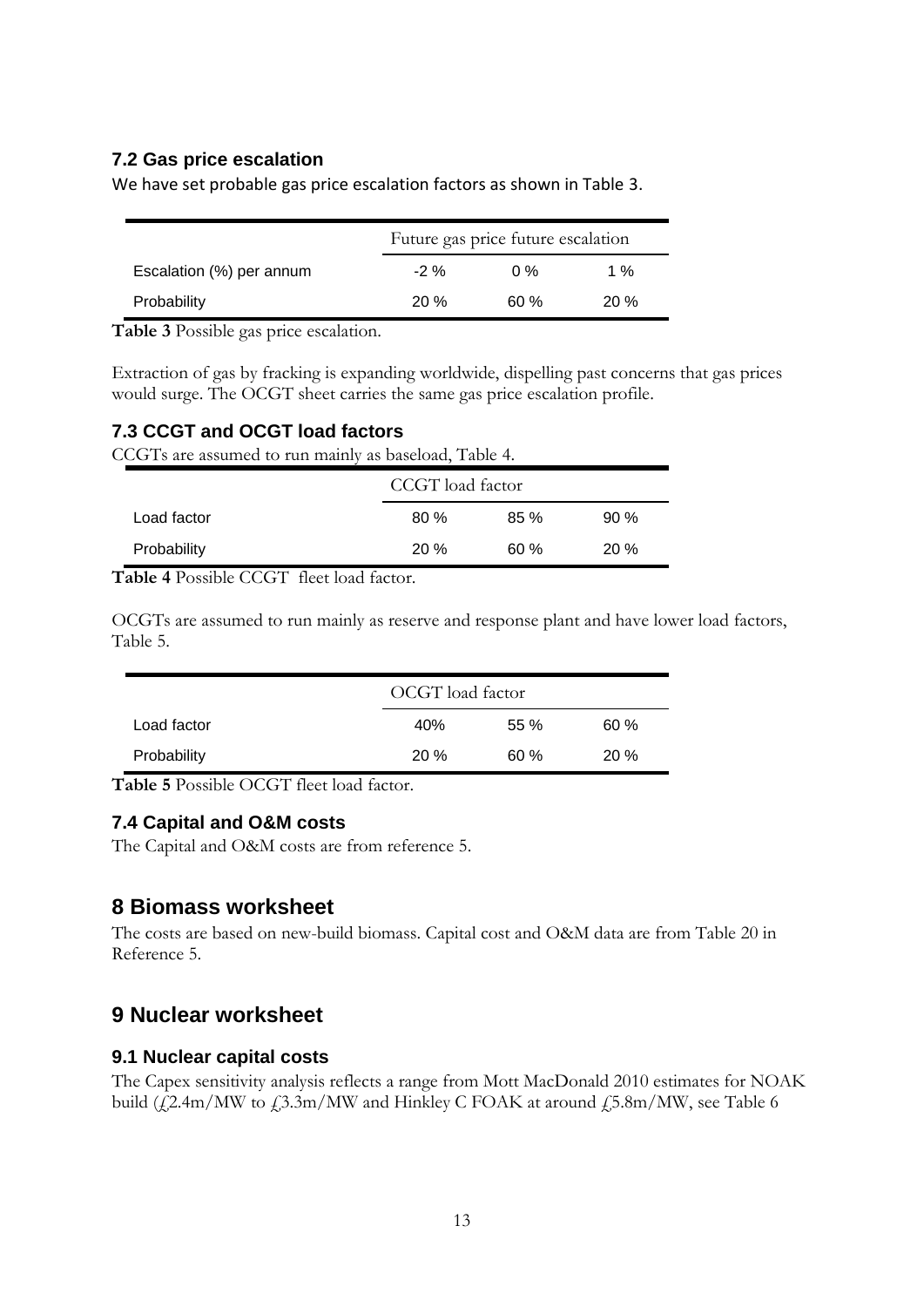### 7.2 Gas price escalation

We have set probable gas price escalation factors as shown in Table 3.

| | Future gas price future escalation | | |
|---|---|---|---|
| Escalation (%) per annum | -2 % | 0 % | 1 % |
| Probability | 20 % | 60 % | 20 % |

**Table 3** Possible gas price escalation.

Extraction of gas by fracking is expanding worldwide, dispelling past concerns that gas prices would surge. The OCGT sheet carries the same gas price escalation profile.

### 7.3 CCGT and OCGT load factors

CCGTs are assumed to run mainly as baseload, Table 4.

| | CCGT load factor | | |
|---|---|---|---|
| Load factor | 80 % | 85 % | 90 % |
| Probability | 20 % | 60 % | 20 % |

**Table 4** Possible CCGT fleet load factor.

OCGTs are assumed to run mainly as reserve and response plant and have lower load factors, Table 5.

| | OCGT load factor | | |
|---|---|---|---|
| Load factor | 40% | 55 % | 60 % |
| Probability | 20 % | 60 % | 20 % |

**Table 5** Possible OCGT fleet load factor.

### 7.4 Capital and O&M costs

The Capital and O&M costs are from reference 5.

## 8 Biomass worksheet

The costs are based on new-build biomass. Capital cost and O&M data are from Table 20 in Reference 5.

## 9 Nuclear worksheet

### 9.1 Nuclear capital costs

The Capex sensitivity analysis reflects a range from Mott MacDonald 2010 estimates for NOAK build (£2.4m/MW to £3.3m/MW and Hinkley C FOAK at around £5.8m/MW, see Table 6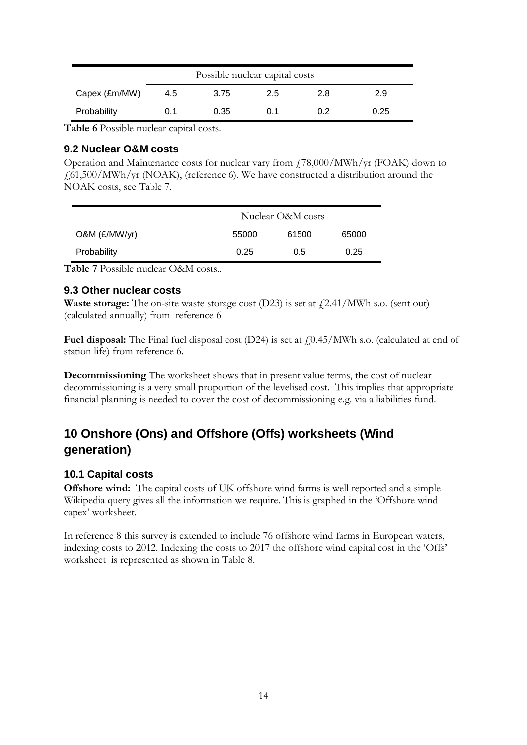| | Possible nuclear capital costs | | | | |
|---|---|---|---|---|---|
| Capex (£m/MW) | 4.5 | 3.75 | 2.5 | 2.8 | 2.9 |
| Probability | 0.1 | 0.35 | 0.1 | 0.2 | 0.25 |

**Table 6** Possible nuclear capital costs.

### 9.2 Nuclear O&M costs

Operation and Maintenance costs for nuclear vary from £78,000/MWh/yr (FOAK) down to £61,500/MWh/yr (NOAK), (reference 6). We have constructed a distribution around the NOAK costs, see Table 7.

| | Nuclear O&M costs | | |
|---|---|---|---|
| O&M (£/MW/yr) | 55000 | 61500 | 65000 |
| Probability | 0.25 | 0.5 | 0.25 |

**Table 7** Possible nuclear O&M costs..

### 9.3 Other nuclear costs

**Waste storage:** The on-site waste storage cost (D23) is set at £2.41/MWh s.o. (sent out) (calculated annually) from reference 6

**Fuel disposal:** The Final fuel disposal cost (D24) is set at £0.45/MWh s.o. (calculated at end of station life) from reference 6.

**Decommissioning** The worksheet shows that in present value terms, the cost of nuclear decommissioning is a very small proportion of the levelised cost. This implies that appropriate financial planning is needed to cover the cost of decommissioning e.g. via a liabilities fund.

## 10 Onshore (Ons) and Offshore (Offs) worksheets (Wind generation)

### 10.1 Capital costs

**Offshore wind:** The capital costs of UK offshore wind farms is well reported and a simple Wikipedia query gives all the information we require. This is graphed in the 'Offshore wind capex' worksheet.

In reference 8 this survey is extended to include 76 offshore wind farms in European waters, indexing costs to 2012. Indexing the costs to 2017 the offshore wind capital cost in the 'Offs' worksheet is represented as shown in Table 8.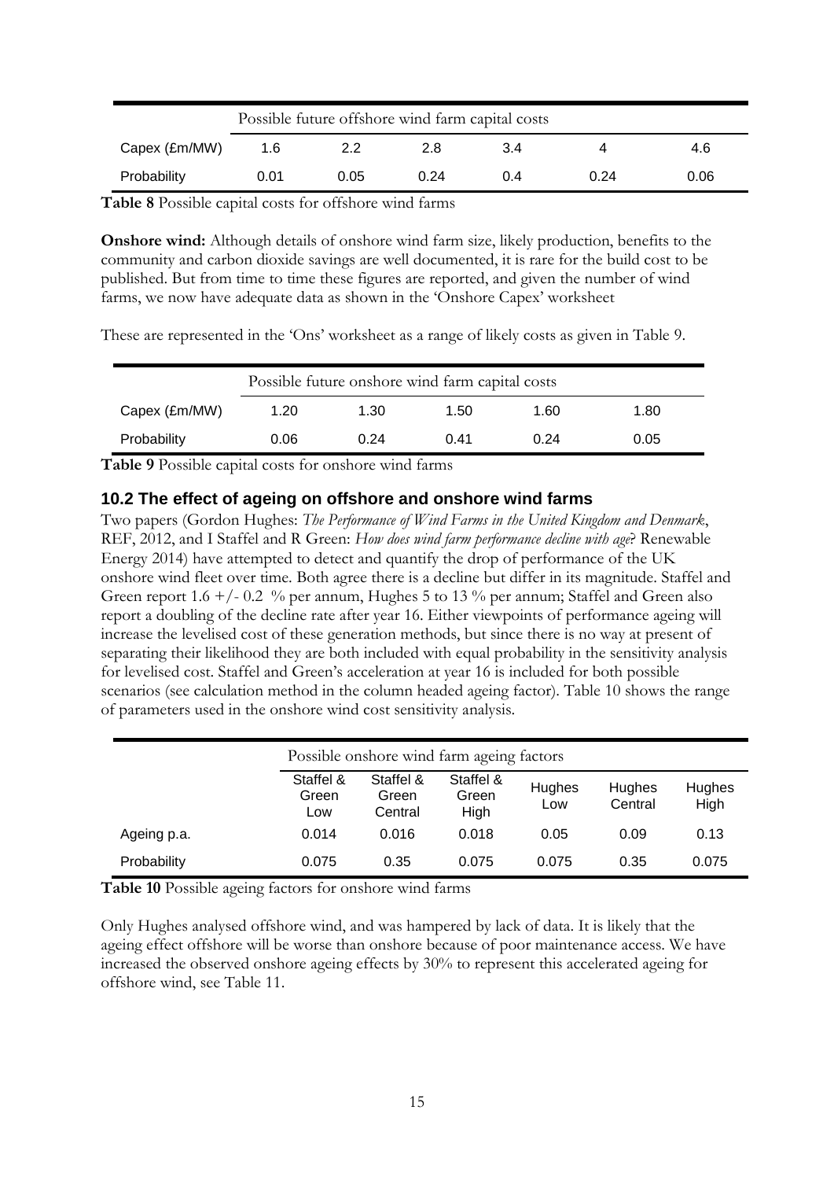| | Possible future offshore wind farm capital costs | | | | | |
|---|---|---|---|---|---|---|
| Capex (£m/MW) | 1.6 | 2.2 | 2.8 | 3.4 | 4 | 4.6 |
| Probability | 0.01 | 0.05 | 0.24 | 0.4 | 0.24 | 0.06 |

**Table 8** Possible capital costs for offshore wind farms

**Onshore wind:** Although details of onshore wind farm size, likely production, benefits to the community and carbon dioxide savings are well documented, it is rare for the build cost to be published. But from time to time these figures are reported, and given the number of wind farms, we now have adequate data as shown in the 'Onshore Capex' worksheet

These are represented in the 'Ons' worksheet as a range of likely costs as given in Table 9.

| | Possible future onshore wind farm capital costs | | | | |
|---|---|---|---|---|---|
| Capex (£m/MW) | 1.20 | 1.30 | 1.50 | 1.60 | 1.80 |
| Probability | 0.06 | 0.24 | 0.41 | 0.24 | 0.05 |

**Table 9** Possible capital costs for onshore wind farms

### 10.2 The effect of ageing on offshore and onshore wind farms

Two papers (Gordon Hughes: *The Performance of Wind Farms in the United Kingdom and Denmark*, REF, 2012, and I Staffel and R Green: *How does wind farm performance decline with age*? Renewable Energy 2014) have attempted to detect and quantify the drop of performance of the UK onshore wind fleet over time. Both agree there is a decline but differ in its magnitude. Staffel and Green report 1.6 +/- 0.2 % per annum, Hughes 5 to 13 % per annum; Staffel and Green also report a doubling of the decline rate after year 16. Either viewpoints of performance ageing will increase the levelised cost of these generation methods, but since there is no way at present of separating their likelihood they are both included with equal probability in the sensitivity analysis for levelised cost. Staffel and Green's acceleration at year 16 is included for both possible scenarios (see calculation method in the column headed ageing factor). Table 10 shows the range of parameters used in the onshore wind cost sensitivity analysis.

| | Possible onshore wind farm ageing factors | | | | | |
|---|---|---|---|---|---|---|
| | Staffel & Green Low | Staffel & Green Central | Staffel & Green High | Hughes Low | Hughes Central | Hughes High |
| Ageing p.a. | 0.014 | 0.016 | 0.018 | 0.05 | 0.09 | 0.13 |
| Probability | 0.075 | 0.35 | 0.075 | 0.075 | 0.35 | 0.075 |

**Table 10** Possible ageing factors for onshore wind farms

Only Hughes analysed offshore wind, and was hampered by lack of data. It is likely that the ageing effect offshore will be worse than onshore because of poor maintenance access. We have increased the observed onshore ageing effects by 30% to represent this accelerated ageing for offshore wind, see Table 11.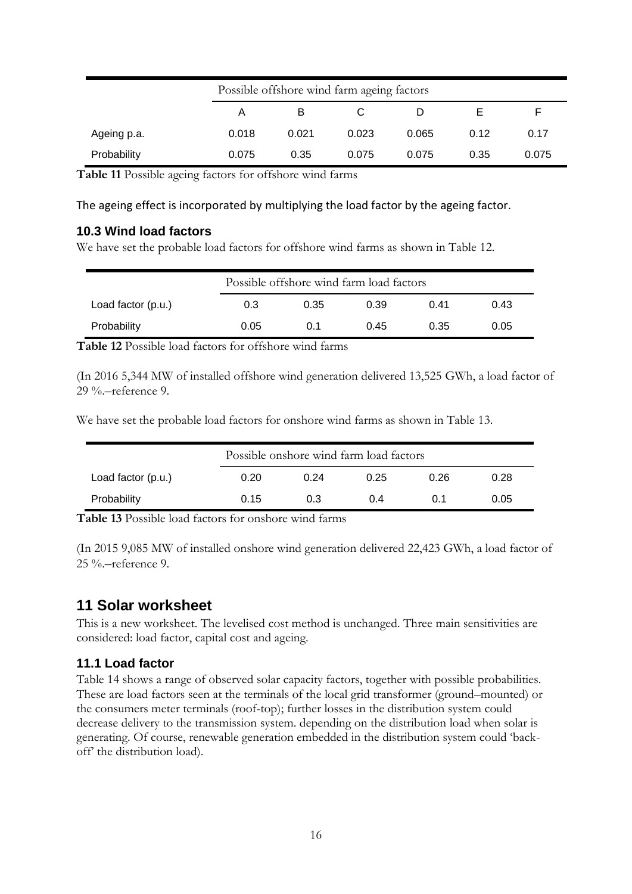| | Possible offshore wind farm ageing factors | | | | | |
|---|---|---|---|---|---|---|
| | A | B | C | D | E | F |
| Ageing p.a. | 0.018 | 0.021 | 0.023 | 0.065 | 0.12 | 0.17 |
| Probability | 0.075 | 0.35 | 0.075 | 0.075 | 0.35 | 0.075 |

**Table 11** Possible ageing factors for offshore wind farms

The ageing effect is incorporated by multiplying the load factor by the ageing factor.

### 10.3 Wind load factors

We have set the probable load factors for offshore wind farms as shown in Table 12.

| | Possible offshore wind farm load factors | | | | |
|---|---|---|---|---|---|
| Load factor (p.u.) | 0.3 | 0.35 | 0.39 | 0.41 | 0.43 |
| Probability | 0.05 | 0.1 | 0.45 | 0.35 | 0.05 |

**Table 12** Possible load factors for offshore wind farms

(In 2016 5,344 MW of installed offshore wind generation delivered 13,525 GWh, a load factor of 29 %.–reference 9.

We have set the probable load factors for onshore wind farms as shown in Table 13.

| | Possible onshore wind farm load factors | | | | |
|---|---|---|---|---|---|
| Load factor (p.u.) | 0.20 | 0.24 | 0.25 | 0.26 | 0.28 |
| Probability | 0.15 | 0.3 | 0.4 | 0.1 | 0.05 |

**Table 13** Possible load factors for onshore wind farms

(In 2015 9,085 MW of installed onshore wind generation delivered 22,423 GWh, a load factor of 25 %.–reference 9.

## 11 Solar worksheet

This is a new worksheet. The levelised cost method is unchanged. Three main sensitivities are considered: load factor, capital cost and ageing.

### 11.1 Load factor

Table 14 shows a range of observed solar capacity factors, together with possible probabilities. These are load factors seen at the terminals of the local grid transformer (ground–mounted) or the consumers meter terminals (roof-top); further losses in the distribution system could decrease delivery to the transmission system. depending on the distribution load when solar is generating. Of course, renewable generation embedded in the distribution system could 'back-off' the distribution load).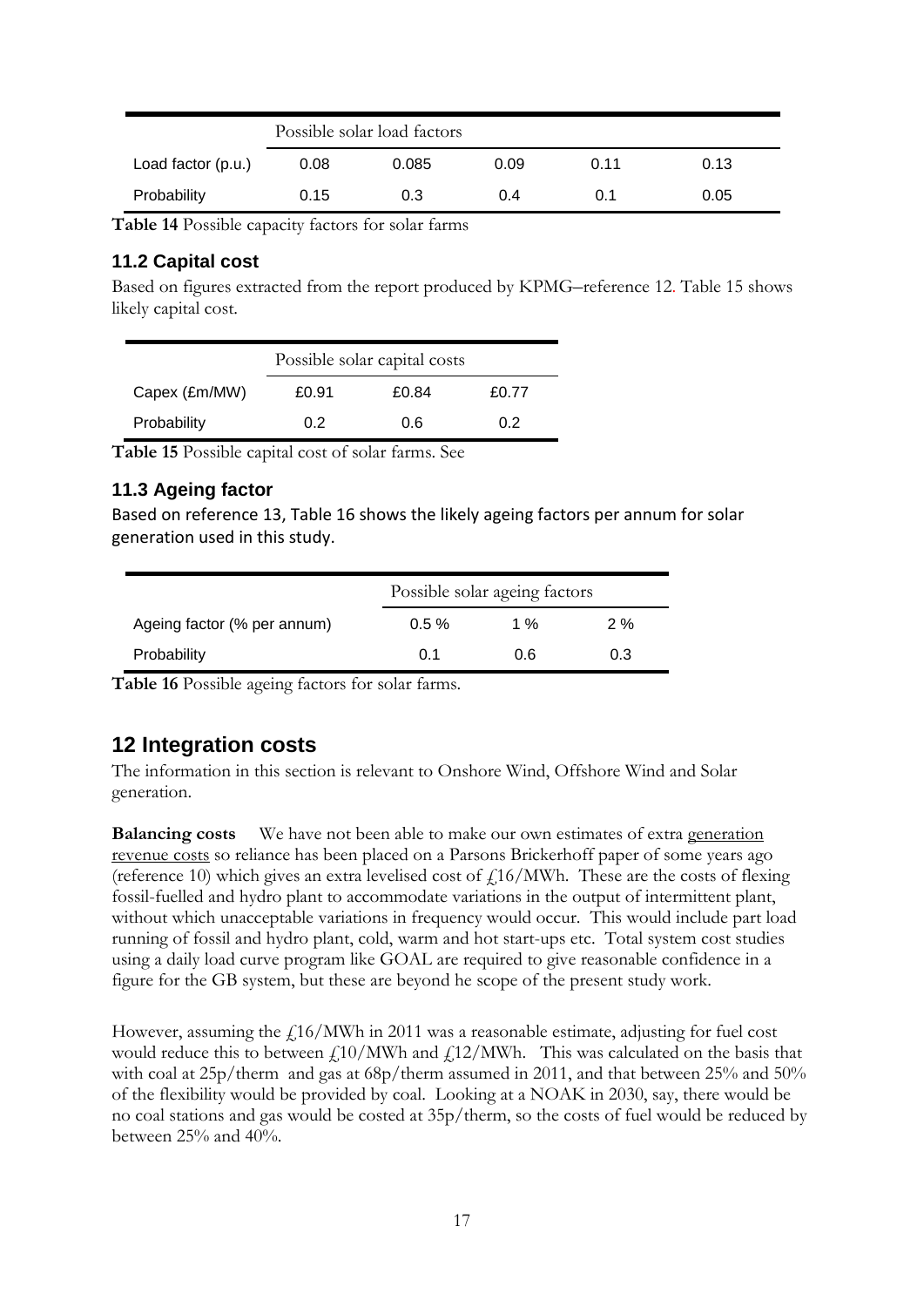| | Possible solar load factors | | | | |
|---|---|---|---|---|---|
| Load factor (p.u.) | 0.08 | 0.085 | 0.09 | 0.11 | 0.13 |
| Probability | 0.15 | 0.3 | 0.4 | 0.1 | 0.05 |

**Table 14** Possible capacity factors for solar farms

### 11.2 Capital cost

Based on figures extracted from the report produced by KPMG–reference 12. Table 15 shows likely capital cost.

| | Possible solar capital costs | | |
|---|---|---|---|
| Capex (£m/MW) | £0.91 | £0.84 | £0.77 |
| Probability | 0.2 | 0.6 | 0.2 |

**Table 15** Possible capital cost of solar farms. See

### 11.3 Ageing factor

Based on reference 13, Table 16 shows the likely ageing factors per annum for solar generation used in this study.

| | Possible solar ageing factors | | |
|---|---|---|---|
| Ageing factor (% per annum) | 0.5 % | 1 % | 2 % |
| Probability | 0.1 | 0.6 | 0.3 |

**Table 16** Possible ageing factors for solar farms.

## 12 Integration costs

The information in this section is relevant to Onshore Wind, Offshore Wind and Solar generation.

**Balancing costs** We have not been able to make our own estimates of extra generation revenue costs so reliance has been placed on a Parsons Brickerhoff paper of some years ago (reference 10) which gives an extra levelised cost of £16/MWh. These are the costs of flexing fossil-fuelled and hydro plant to accommodate variations in the output of intermittent plant, without which unacceptable variations in frequency would occur. This would include part load running of fossil and hydro plant, cold, warm and hot start-ups etc. Total system cost studies using a daily load curve program like GOAL are required to give reasonable confidence in a figure for the GB system, but these are beyond he scope of the present study work.

However, assuming the £16/MWh in 2011 was a reasonable estimate, adjusting for fuel cost would reduce this to between £10/MWh and £12/MWh. This was calculated on the basis that with coal at 25p/therm and gas at 68p/therm assumed in 2011, and that between 25% and 50% of the flexibility would be provided by coal. Looking at a NOAK in 2030, say, there would be no coal stations and gas would be costed at 35p/therm, so the costs of fuel would be reduced by between 25% and 40%.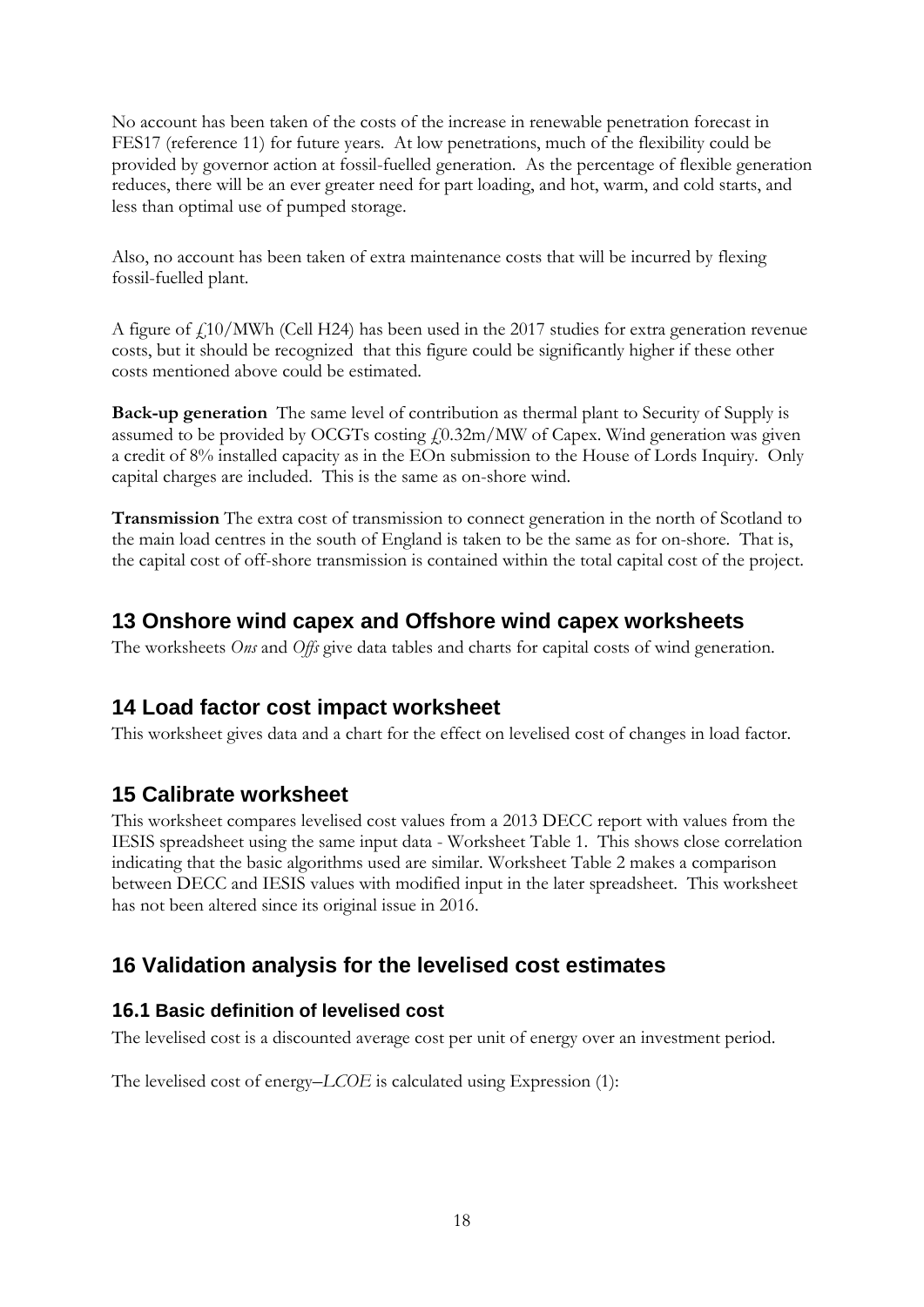No account has been taken of the costs of the increase in renewable penetration forecast in FES17 (reference 11) for future years. At low penetrations, much of the flexibility could be provided by governor action at fossil-fuelled generation. As the percentage of flexible generation reduces, there will be an ever greater need for part loading, and hot, warm, and cold starts, and less than optimal use of pumped storage.

Also, no account has been taken of extra maintenance costs that will be incurred by flexing fossil-fuelled plant.

A figure of £10/MWh (Cell H24) has been used in the 2017 studies for extra generation revenue costs, but it should be recognized that this figure could be significantly higher if these other costs mentioned above could be estimated.

**Back-up generation** The same level of contribution as thermal plant to Security of Supply is assumed to be provided by OCGTs costing £0.32m/MW of Capex. Wind generation was given a credit of 8% installed capacity as in the EOn submission to the House of Lords Inquiry. Only capital charges are included. This is the same as on-shore wind.

**Transmission** The extra cost of transmission to connect generation in the north of Scotland to the main load centres in the south of England is taken to be the same as for on-shore. That is, the capital cost of off-shore transmission is contained within the total capital cost of the project.

## 13 Onshore wind capex and Offshore wind capex worksheets

The worksheets *Ons* and *Offs* give data tables and charts for capital costs of wind generation.

## 14 Load factor cost impact worksheet

This worksheet gives data and a chart for the effect on levelised cost of changes in load factor.

## 15 Calibrate worksheet

This worksheet compares levelised cost values from a 2013 DECC report with values from the IESIS spreadsheet using the same input data - Worksheet Table 1. This shows close correlation indicating that the basic algorithms used are similar. Worksheet Table 2 makes a comparison between DECC and IESIS values with modified input in the later spreadsheet. This worksheet has not been altered since its original issue in 2016.

## 16 Validation analysis for the levelised cost estimates

### 16.1 Basic definition of levelised cost

The levelised cost is a discounted average cost per unit of energy over an investment period.

The levelised cost of energy–*LCOE* is calculated using Expression (1):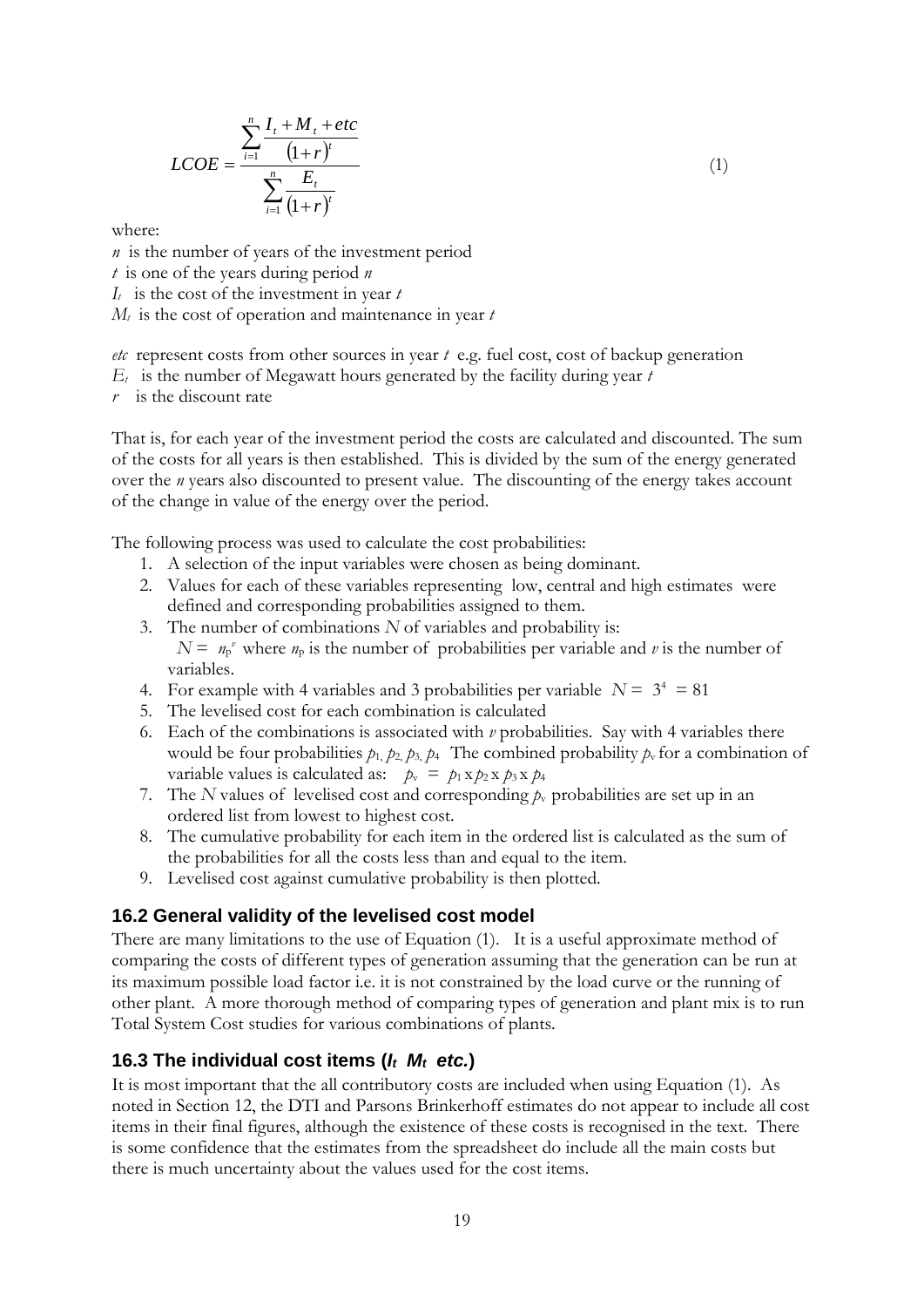$$LCOE = \frac{\sum_{i=1}^{n} \frac{I_t + M_t + etc}{(1+r)^t}}{\sum_{i=1}^{n} \frac{E_t}{(1+r)^t}} \quad (1)$$

where:

$n$ is the number of years of the investment period

$t$ is one of the years during period $n$

$I_t$ is the cost of the investment in year $t$

$M_t$ is the cost of operation and maintenance in year $t$

*etc* represent costs from other sources in year $t$ e.g. fuel cost, cost of backup generation

$E_t$ is the number of Megawatt hours generated by the facility during year $t$

$r$ is the discount rate

That is, for each year of the investment period the costs are calculated and discounted. The sum of the costs for all years is then established. This is divided by the sum of the energy generated over the $n$ years also discounted to present value. The discounting of the energy takes account of the change in value of the energy over the period.

The following process was used to calculate the cost probabilities:

1. A selection of the input variables were chosen as being dominant.
2. Values for each of these variables representing low, central and high estimates were defined and corresponding probabilities assigned to them.
3. The number of combinations $N$ of variables and probability is: $N = n_p^{\,v}$ where $n_p$ is the number of probabilities per variable and $v$ is the number of variables.
4. For example with 4 variables and 3 probabilities per variable $N = 3^4 = 81$
5. The levelised cost for each combination is calculated
6. Each of the combinations is associated with $v$ probabilities. Say with 4 variables there would be four probabilities $p_1, p_2, p_3, p_4$ The combined probability $p_v$ for a combination of variable values is calculated as: $p_v = p_1 \times p_2 \times p_3 \times p_4$
7. The $N$ values of levelised cost and corresponding $p_v$ probabilities are set up in an ordered list from lowest to highest cost.
8. The cumulative probability for each item in the ordered list is calculated as the sum of the probabilities for all the costs less than and equal to the item.
9. Levelised cost against cumulative probability is then plotted.

## 16.2 General validity of the levelised cost model

There are many limitations to the use of Equation (1). It is a useful approximate method of comparing the costs of different types of generation assuming that the generation can be run at its maximum possible load factor i.e. it is not constrained by the load curve or the running of other plant. A more thorough method of comparing types of generation and plant mix is to run Total System Cost studies for various combinations of plants.

## 16.3 The individual cost items ($I_t$ $M_t$ *etc.*)

It is most important that the all contributory costs are included when using Equation (1). As noted in Section 12, the DTI and Parsons Brinkerhoff estimates do not appear to include all cost items in their final figures, although the existence of these costs is recognised in the text. There is some confidence that the estimates from the spreadsheet do include all the main costs but there is much uncertainty about the values used for the cost items.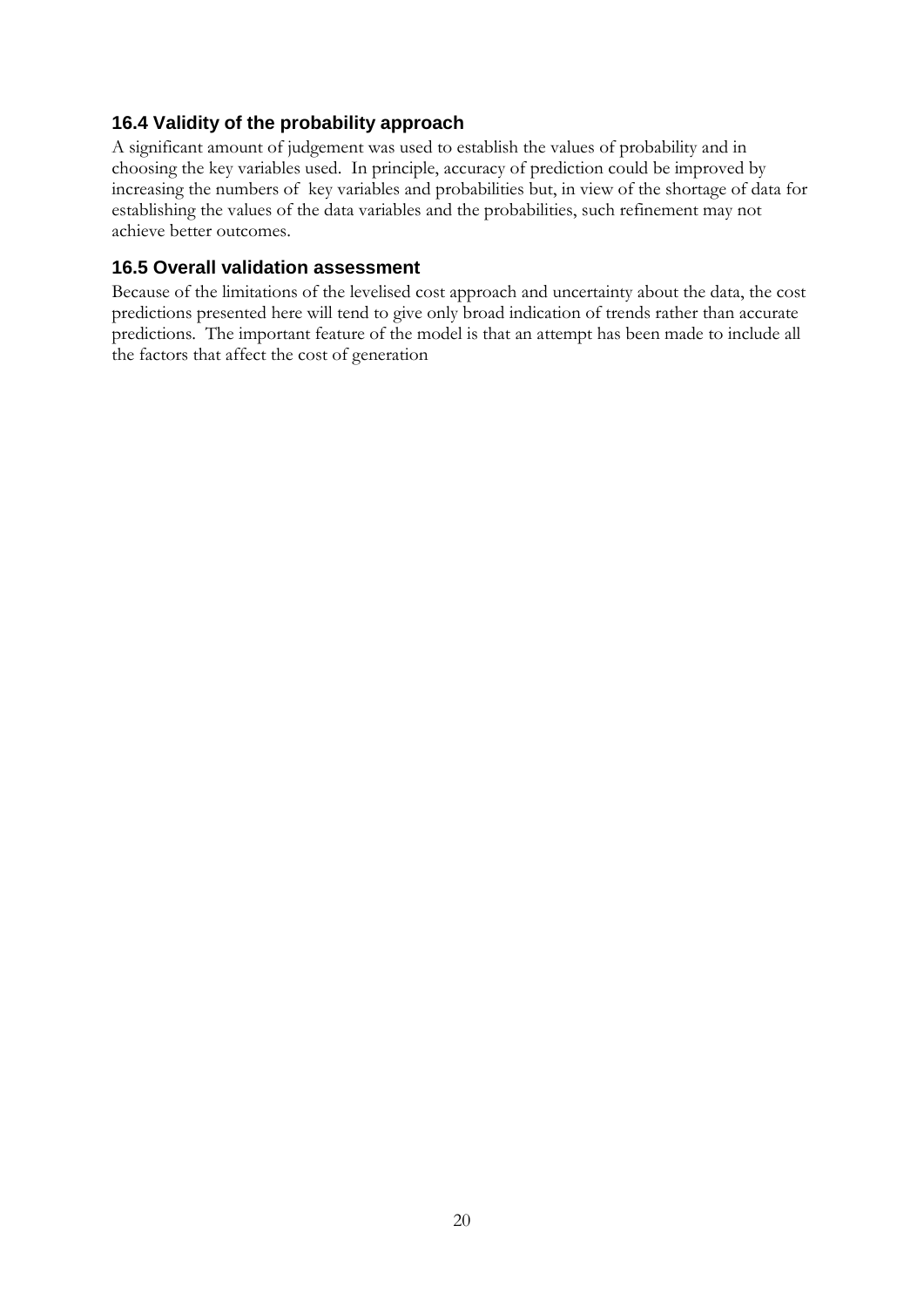### 16.4 Validity of the probability approach

A significant amount of judgement was used to establish the values of probability and in choosing the key variables used. In principle, accuracy of prediction could be improved by increasing the numbers of key variables and probabilities but, in view of the shortage of data for establishing the values of the data variables and the probabilities, such refinement may not achieve better outcomes.

### 16.5 Overall validation assessment

Because of the limitations of the levelised cost approach and uncertainty about the data, the cost predictions presented here will tend to give only broad indication of trends rather than accurate predictions. The important feature of the model is that an attempt has been made to include all the factors that affect the cost of generation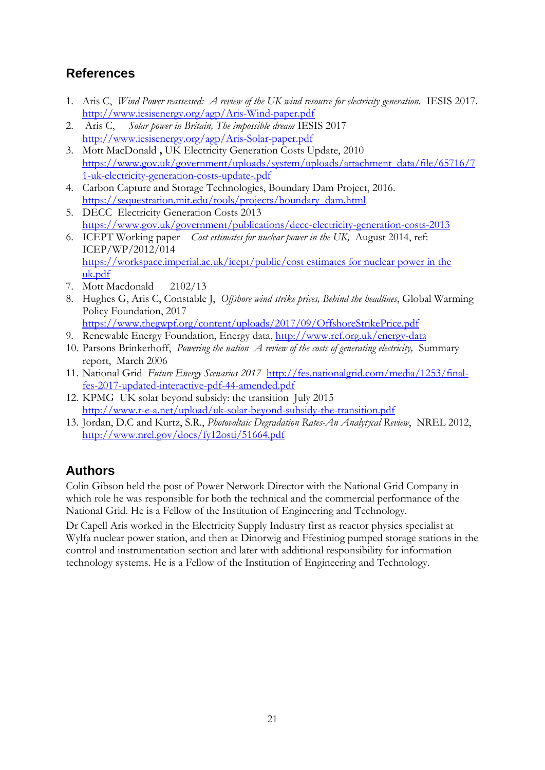## References

1. Aris C, *Wind Power reassessed: A review of the UK wind resource for electricity generation.* IESIS 2017. http://www.iesisenergy.org/agp/Aris-Wind-paper.pdf
2. Aris C, *Solar power in Britain, The impossible dream* IESIS 2017 http://www.iesisenergy.org/agp/Aris-Solar-paper.pdf
3. Mott MacDonald **,** UK Electricity Generation Costs Update, 2010 https://www.gov.uk/government/uploads/system/uploads/attachment_data/file/65716/71-uk-electricity-generation-costs-update-.pdf
4. Carbon Capture and Storage Technologies, Boundary Dam Project, 2016. https://sequestration.mit.edu/tools/projects/boundary_dam.html
5. DECC Electricity Generation Costs 2013 https://www.gov.uk/government/publications/decc-electricity-generation-costs-2013
6. ICEPT Working paper *Cost estimates for nuclear power in the UK,* August 2014, ref: ICEP/WP/2012/014 https://workspace.imperial.ac.uk/icept/public/cost estimates for nuclear power in the uk.pdf
7. Mott Macdonald 2102/13
8. Hughes G, Aris C, Constable J, *Offshore wind strike prices, Behind the headlines*, Global Warming Policy Foundation, 2017 https://www.thegwpf.org/content/uploads/2017/09/OffshoreStrikePrice.pdf
9. Renewable Energy Foundation, Energy data, http://www.ref.org.uk/energy-data
10. Parsons Brinkerhoff, *Powering the nation A review of the costs of generating electricity,* Summary report, March 2006
11. National Grid *Future Energy Scenarios 2017* http://fes.nationalgrid.com/media/1253/final-fes-2017-updated-interactive-pdf-44-amended.pdf
12. KPMG UK solar beyond subsidy: the transition July 2015 http://www.r-e-a.net/upload/uk-solar-beyond-subsidy-the-transition.pdf
13. Jordan, D.C and Kurtz, S.R., *Photovoltaic Degradation Rates-An Analytycal Review*, NREL 2012, http://www.nrel.gov/docs/fy12osti/51664.pdf

## Authors

Colin Gibson held the post of Power Network Director with the National Grid Company in which role he was responsible for both the technical and the commercial performance of the National Grid. He is a Fellow of the Institution of Engineering and Technology.

Dr Capell Aris worked in the Electricity Supply Industry first as reactor physics specialist at Wylfa nuclear power station, and then at Dinorwig and Ffestiniog pumped storage stations in the control and instrumentation section and later with additional responsibility for information technology systems. He is a Fellow of the Institution of Engineering and Technology.